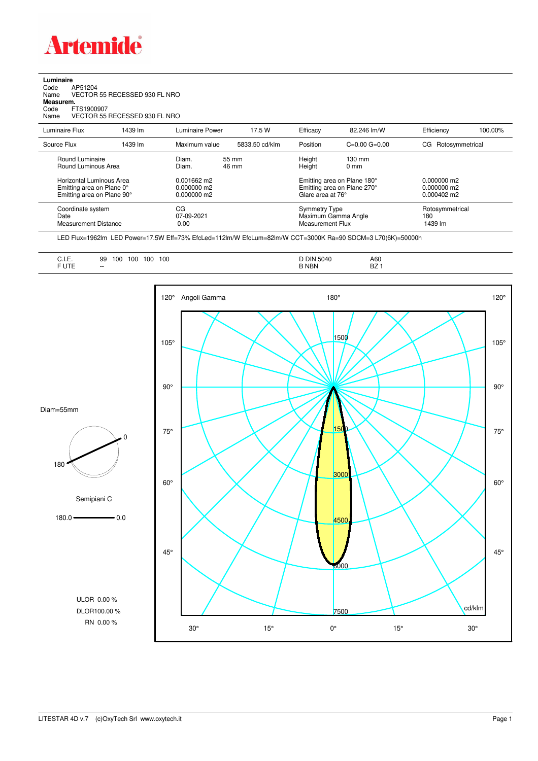Artemide

**Luminaire**
Code AP51204
Name VECTOR 55 RECESSED 930 FL NRO
**Measurem.**
Code FTS1900907
Name VECTOR 55 RECESSED 930 FL NRO

| Luminaire Flux | 1439 lm | Luminaire Power | 17.5 W | Efficacy | 82.246 lm/W | Efficiency | 100.00% |
|---|---|---|---|---|---|---|---|
| Source Flux | 1439 lm | Maximum value | 5833.50 cd/klm | Position | C=0.00 G=0.00 | CG | Rotosymmetrical |

| | | | | |
|---|---|---|---|---|
| Round Luminaire | Diam. 55 mm | Height 130 mm | | |
| Round Luminous Area | Diam. 46 mm | Height 0 mm | | |
| Horizontal Luminous Area | 0.001662 m2 | Emitting area on Plane 180° | 0.000000 m2 | |
| Emitting area on Plane 0° | 0.000000 m2 | Emitting area on Plane 270° | 0.000000 m2 | |
| Emitting area on Plane 90° | 0.000000 m2 | Glare area at 76° | 0.000402 m2 | |

| | | | |
|---|---|---|---|
| Coordinate system | CG | Symmetry Type | Rotosymmetrical |
| Date | 07-09-2021 | Maximum Gamma Angle | 180 |
| Measurement Distance | 0.00 | Measurement Flux | 1439 lm |

LED Flux=1962lm LED Power=17.5W Eff=73% EfcLed=112lm/W EfcLum=82lm/W CCT=3000K Ra=90 SDCM=3 L70(6K)=50000h

| | | | |
|---|---|---|---|
| C.I.E. | 99 100 100 100 100 | D DIN 5040 | A60 |
| F UTE | -- | B NBN | BZ 1 |

Diam=55mm

Semipiani C

180.0 — 0.0

ULOR 0.00 %
DLOR100.00 %
RN 0.00 %

Angoli Gamma — cd/klm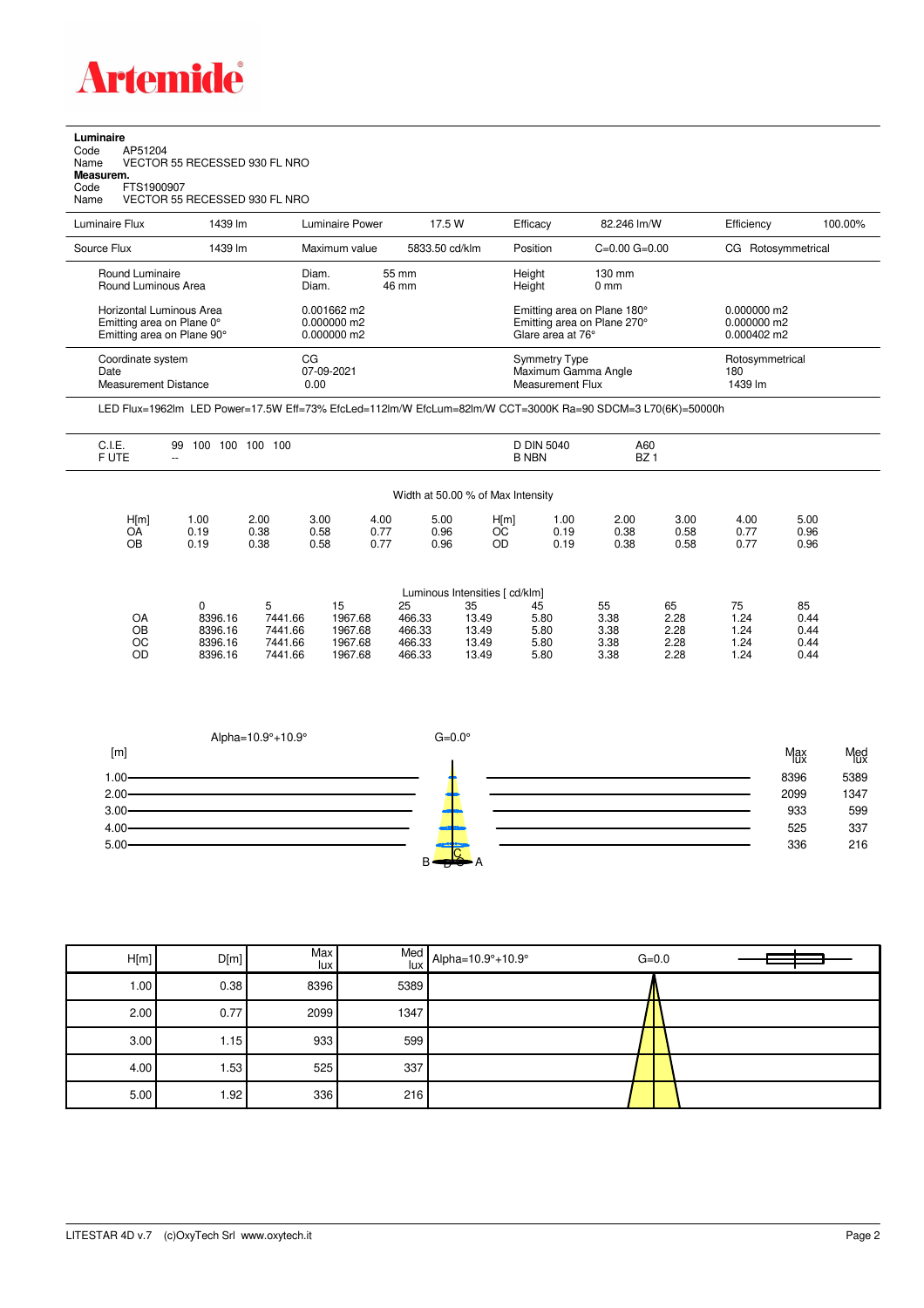**Artemide**

**Luminaire**
Code AP51204
Name VECTOR 55 RECESSED 930 FL NRO
**Measurem.**
Code FTS1900907
Name VECTOR 55 RECESSED 930 FL NRO

| | | | | | | | |
|---|---|---|---|---|---|---|---|
| Luminaire Flux | 1439 lm | Luminaire Power | 17.5 W | Efficacy | 82.246 lm/W | Efficiency | 100.00% |
| Source Flux | 1439 lm | Maximum value | 5833.50 cd/klm | Position | C=0.00 G=0.00 | CG | Rotosymmetrical |

| | | | | | | |
|---|---|---|---|---|---|---|
| Round Luminaire | Diam. | 55 mm | Height | 130 mm | | |
| Round Luminous Area | Diam. | 46 mm | Height | 0 mm | | |
| Horizontal Luminous Area | 0.001662 m2 | | Emitting area on Plane 180° | | 0.000000 m2 | |
| Emitting area on Plane 0° | 0.000000 m2 | | Emitting area on Plane 270° | | 0.000000 m2 | |
| Emitting area on Plane 90° | 0.000000 m2 | | Glare area at 76° | | 0.000402 m2 | |
| Coordinate system | CG | | Symmetry Type | | Rotosymmetrical | |
| Date | 07-09-2021 | | Maximum Gamma Angle | | 180 | |
| Measurement Distance | 0.00 | | Measurement Flux | | 1439 lm | |

LED Flux=1962lm LED Power=17.5W Eff=73% EfcLed=112lm/W EfcLum=82lm/W CCT=3000K Ra=90 SDCM=3 L70(6K)=50000h

| | | | |
|---|---|---|---|
| C.I.E. | 99 100 100 100 100 | D DIN 5040 | A60 |
| F UTE | -- | B NBN | BZ 1 |

Width at 50.00 % of Max Intensity

| H[m] | 1.00 | 2.00 | 3.00 | 4.00 | 5.00 | H[m] | 1.00 | 2.00 | 3.00 | 4.00 | 5.00 |
|---|---|---|---|---|---|---|---|---|---|---|---|
| OA | 0.19 | 0.38 | 0.58 | 0.77 | 0.96 | OC | 0.19 | 0.38 | 0.58 | 0.77 | 0.96 |
| OB | 0.19 | 0.38 | 0.58 | 0.77 | 0.96 | OD | 0.19 | 0.38 | 0.58 | 0.77 | 0.96 |

Luminous Intensities [ cd/klm]

| | 0 | 5 | 15 | 25 | 35 | 45 | 55 | 65 | 75 | 85 |
|---|---|---|---|---|---|---|---|---|---|---|
| OA | 8396.16 | 7441.66 | 1967.68 | 466.33 | 13.49 | 5.80 | 3.38 | 2.28 | 1.24 | 0.44 |
| OB | 8396.16 | 7441.66 | 1967.68 | 466.33 | 13.49 | 5.80 | 3.38 | 2.28 | 1.24 | 0.44 |
| OC | 8396.16 | 7441.66 | 1967.68 | 466.33 | 13.49 | 5.80 | 3.38 | 2.28 | 1.24 | 0.44 |
| OD | 8396.16 | 7441.66 | 1967.68 | 466.33 | 13.49 | 5.80 | 3.38 | 2.28 | 1.24 | 0.44 |

Alpha=10.9°+10.9°
G=0.0°
[m]
1.00
2.00
3.00
4.00
5.00
B C D A
Max lux: 8396, 2099, 933, 525, 336
Med lux: 5389, 1347, 599, 337, 216

| H[m] | D[m] | Max lux | Med lux | Alpha=10.9°+10.9° G=0.0 |
|---|---|---|---|---|
| 1.00 | 0.38 | 8396 | 5389 | |
| 2.00 | 0.77 | 2099 | 1347 | |
| 3.00 | 1.15 | 933 | 599 | |
| 4.00 | 1.53 | 525 | 337 | |
| 5.00 | 1.92 | 336 | 216 | |

LITESTAR 4D v.7 (c)OxyTech Srl www.oxytech.it